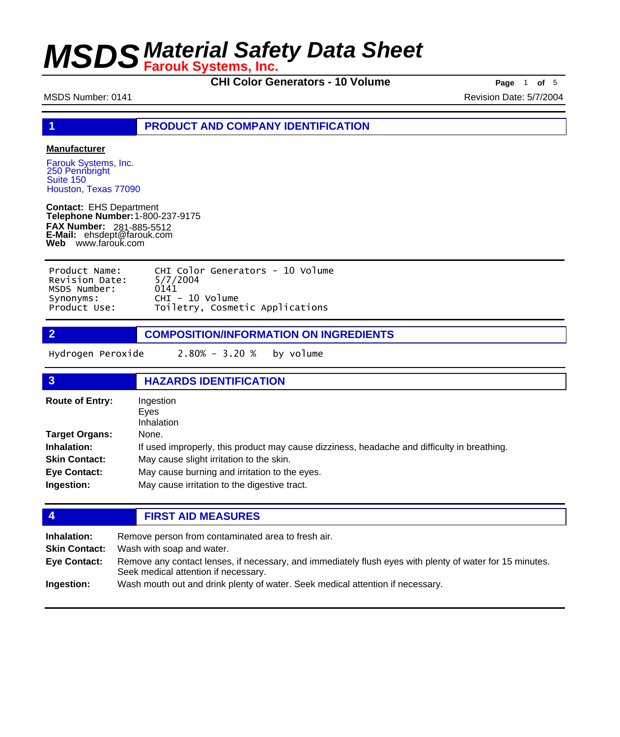# MSDS Material Safety Data Sheet

**Farouk Systems, Inc.**

**CHI Color Generators - 10 Volume**

MSDS Number: 0141 Revision Date: 5/7/2004

## 1 PRODUCT AND COMPANY IDENTIFICATION

**Manufacturer**

Farouk Systems, Inc.
250 Pennbright
Suite 150
Houston, Texas 77090

**Contact:** EHS Department
**Telephone Number:** 1-800-237-9175
**FAX Number:** 281-885-5512
**E-Mail:** ehsdept@farouk.com
**Web** www.farouk.com

| | |
|---|---|
| Product Name: | CHI Color Generators - 10 Volume |
| Revision Date: | 5/7/2004 |
| MSDS Number: | 0141 |
| Synonyms: | CHI - 10 Volume |
| Product Use: | Toiletry, Cosmetic Applications |

## 2 COMPOSITION/INFORMATION ON INGREDIENTS

| | | |
|---|---|---|
| Hydrogen Peroxide | 2.80% - 3.20 % | by volume |

## 3 HAZARDS IDENTIFICATION

**Route of Entry:** Ingestion
Eyes
Inhalation

**Target Organs:** None.

**Inhalation:** If used improperly, this product may cause dizziness, headache and difficulty in breathing.

**Skin Contact:** May cause slight irritation to the skin.

**Eye Contact:** May cause burning and irritation to the eyes.

**Ingestion:** May cause irritation to the digestive tract.

## 4 FIRST AID MEASURES

**Inhalation:** Remove person from contaminated area to fresh air.

**Skin Contact:** Wash with soap and water.

**Eye Contact:** Remove any contact lenses, if necessary, and immediately flush eyes with plenty of water for 15 minutes. Seek medical attention if necessary.

**Ingestion:** Wash mouth out and drink plenty of water. Seek medical attention if necessary.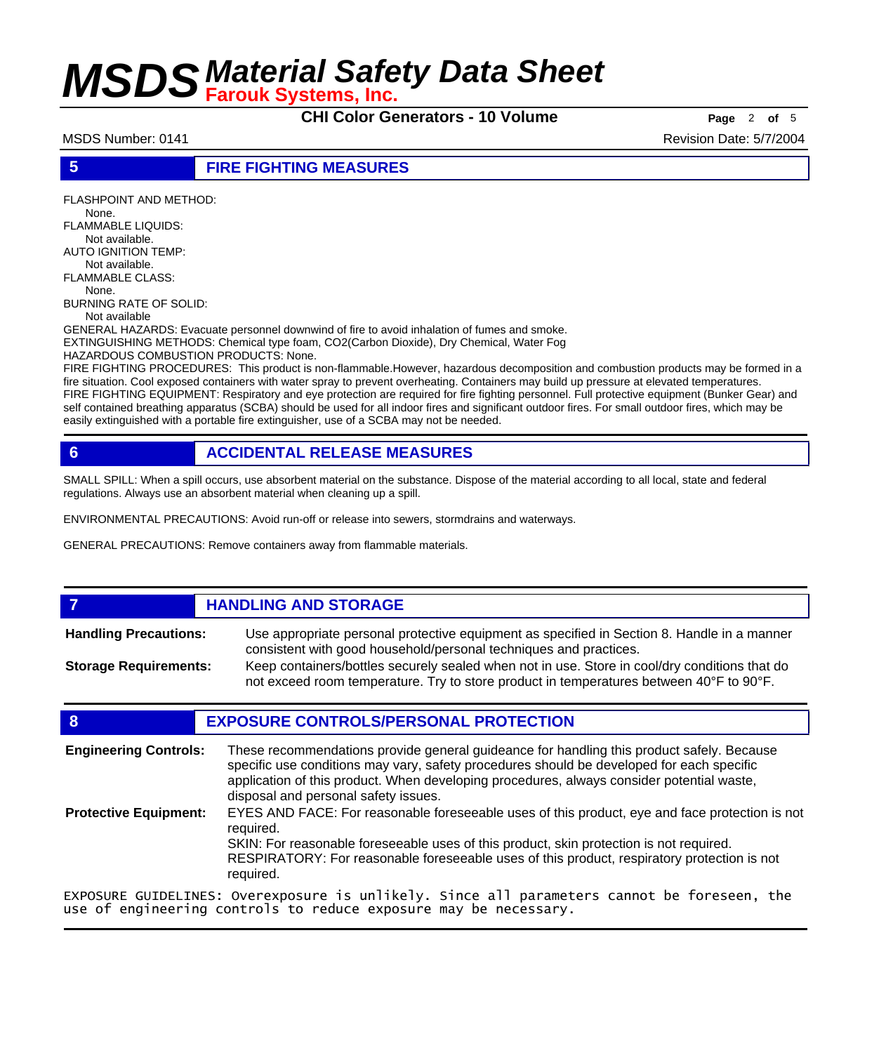## 5 FIRE FIGHTING MEASURES

FLASHPOINT AND METHOD:
None.
FLAMMABLE LIQUIDS:
Not available.
AUTO IGNITION TEMP:
Not available.
FLAMMABLE CLASS:
None.
BURNING RATE OF SOLID:
Not available
GENERAL HAZARDS: Evacuate personnel downwind of fire to avoid inhalation of fumes and smoke.
EXTINGUISHING METHODS: Chemical type foam, $CO_2$(Carbon Dioxide), Dry Chemical, Water Fog
HAZARDOUS COMBUSTION PRODUCTS: None.
FIRE FIGHTING PROCEDURES: This product is non-flammable.However, hazardous decomposition and combustion products may be formed in a fire situation. Cool exposed containers with water spray to prevent overheating. Containers may build up pressure at elevated temperatures.
FIRE FIGHTING EQUIPMENT: Respiratory and eye protection are required for fire fighting personnel. Full protective equipment (Bunker Gear) and self contained breathing apparatus (SCBA) should be used for all indoor fires and significant outdoor fires. For small outdoor fires, which may be easily extinguished with a portable fire extinguisher, use of a SCBA may not be needed.

## 6 ACCIDENTAL RELEASE MEASURES

SMALL SPILL: When a spill occurs, use absorbent material on the substance. Dispose of the material according to all local, state and federal regulations. Always use an absorbent material when cleaning up a spill.

ENVIRONMENTAL PRECAUTIONS: Avoid run-off or release into sewers, stormdrains and waterways.

GENERAL PRECAUTIONS: Remove containers away from flammable materials.

## 7 HANDLING AND STORAGE

**Handling Precautions:** Use appropriate personal protective equipment as specified in Section 8. Handle in a manner consistent with good household/personal techniques and practices.

**Storage Requirements:** Keep containers/bottles securely sealed when not in use. Store in cool/dry conditions that do not exceed room temperature. Try to store product in temperatures between 40°F to 90°F.

## 8 EXPOSURE CONTROLS/PERSONAL PROTECTION

**Engineering Controls:** These recommendations provide general guideance for handling this product safely. Because specific use conditions may vary, safety procedures should be developed for each specific application of this product. When developing procedures, always consider potential waste, disposal and personal safety issues.

**Protective Equipment:** EYES AND FACE: For reasonable foreseeable uses of this product, eye and face protection is not required.
SKIN: For reasonable foreseeable uses of this product, skin protection is not required.
RESPIRATORY: For reasonable foreseeable uses of this product, respiratory protection is not required.

EXPOSURE GUIDELINES: Overexposure is unlikely. Since all parameters cannot be foreseen, the use of engineering controls to reduce exposure may be necessary.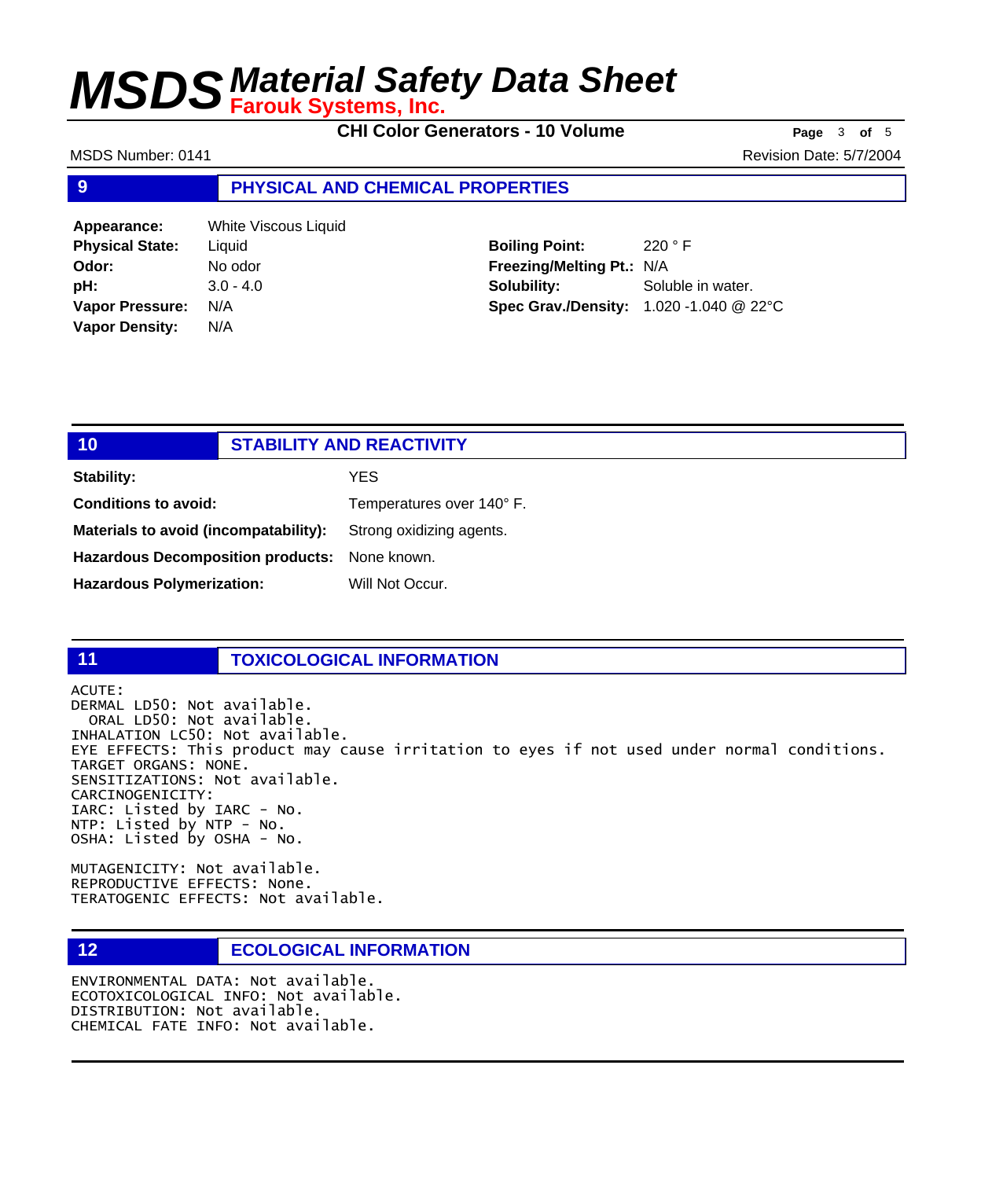## 9 PHYSICAL AND CHEMICAL PROPERTIES

| | | | |
|---|---|---|---|
| **Appearance:** | White Viscous Liquid | | |
| **Physical State:** | Liquid | **Boiling Point:** | 220 ° F |
| **Odor:** | No odor | **Freezing/Melting Pt.:** | N/A |
| **pH:** | 3.0 - 4.0 | **Solubility:** | Soluble in water. |
| **Vapor Pressure:** | N/A | **Spec Grav./Density:** | 1.020 -1.040 @ 22°C |
| **Vapor Density:** | N/A | | |

## 10 STABILITY AND REACTIVITY

**Stability:** YES

**Conditions to avoid:** Temperatures over 140° F.

**Materials to avoid (incompatability):** Strong oxidizing agents.

**Hazardous Decomposition products:** None known.

**Hazardous Polymerization:** Will Not Occur.

## 11 TOXICOLOGICAL INFORMATION

```
ACUTE:
DERMAL LD50: Not available.
  ORAL LD50: Not available.
INHALATION LC50: Not available.
EYE EFFECTS: This product may cause irritation to eyes if not used under normal conditions.
TARGET ORGANS: NONE.
SENSITIZATIONS: Not available.
CARCINOGENICITY:
IARC: Listed by IARC - No.
NTP: Listed by NTP - No.
OSHA: Listed by OSHA - No.

MUTAGENICITY: Not available.
REPRODUCTIVE EFFECTS: None.
TERATOGENIC EFFECTS: Not available.
```

## 12 ECOLOGICAL INFORMATION

```
ENVIRONMENTAL DATA: Not available.
ECOTOXICOLOGICAL INFO: Not available.
DISTRIBUTION: Not available.
CHEMICAL FATE INFO: Not available.
```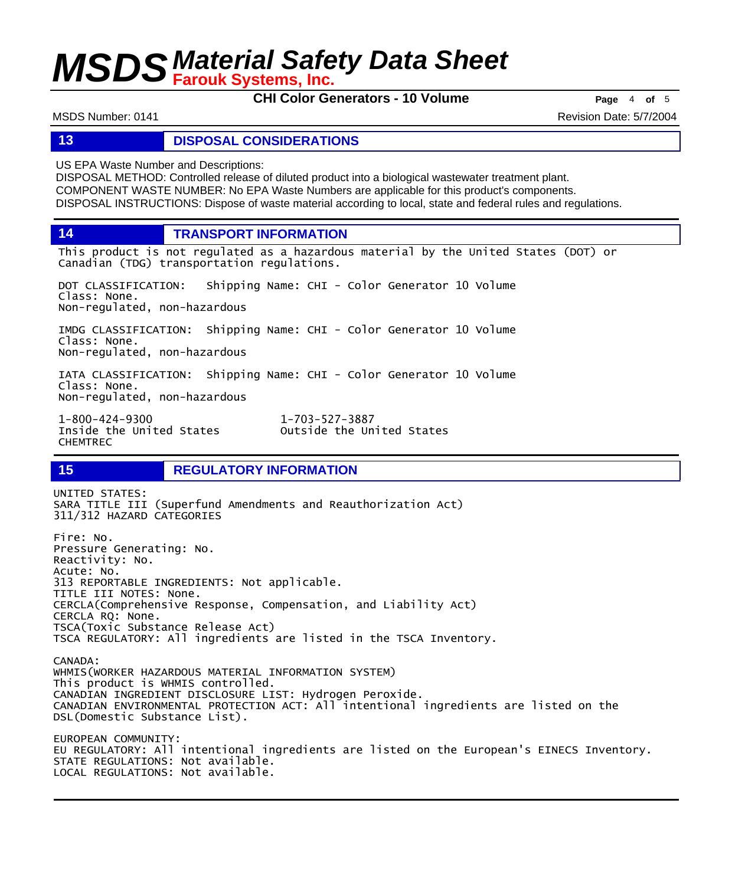## 13 DISPOSAL CONSIDERATIONS

US EPA Waste Number and Descriptions:
DISPOSAL METHOD: Controlled release of diluted product into a biological wastewater treatment plant.
COMPONENT WASTE NUMBER: No EPA Waste Numbers are applicable for this product's components.
DISPOSAL INSTRUCTIONS: Dispose of waste material according to local, state and federal rules and regulations.

## 14 TRANSPORT INFORMATION

This product is not regulated as a hazardous material by the United States (DOT) or Canadian (TDG) transportation regulations.

DOT CLASSIFICATION: Shipping Name: CHI - Color Generator 10 Volume
Class: None.
Non-regulated, non-hazardous

IMDG CLASSIFICATION: Shipping Name: CHI - Color Generator 10 Volume
Class: None.
Non-regulated, non-hazardous

IATA CLASSIFICATION: Shipping Name: CHI - Color Generator 10 Volume
Class: None.
Non-regulated, non-hazardous

1-800-424-9300
Inside the United States
CHEMTREC

1-703-527-3887
Outside the United States

## 15 REGULATORY INFORMATION

UNITED STATES:
SARA TITLE III (Superfund Amendments and Reauthorization Act)
311/312 HAZARD CATEGORIES

Fire: No.
Pressure Generating: No.
Reactivity: No.
Acute: No.
313 REPORTABLE INGREDIENTS: Not applicable.
TITLE III NOTES: None.
CERCLA(Comprehensive Response, Compensation, and Liability Act)
CERCLA RQ: None.
TSCA(Toxic Substance Release Act)
TSCA REGULATORY: All ingredients are listed in the TSCA Inventory.

CANADA:
WHMIS(WORKER HAZARDOUS MATERIAL INFORMATION SYSTEM)
This product is WHMIS controlled.
CANADIAN INGREDIENT DISCLOSURE LIST: Hydrogen Peroxide.
CANADIAN ENVIRONMENTAL PROTECTION ACT: All intentional ingredients are listed on the DSL(Domestic Substance List).

EUROPEAN COMMUNITY:
EU REGULATORY: All intentional ingredients are listed on the European's EINECS Inventory.
STATE REGULATIONS: Not available.
LOCAL REGULATIONS: Not available.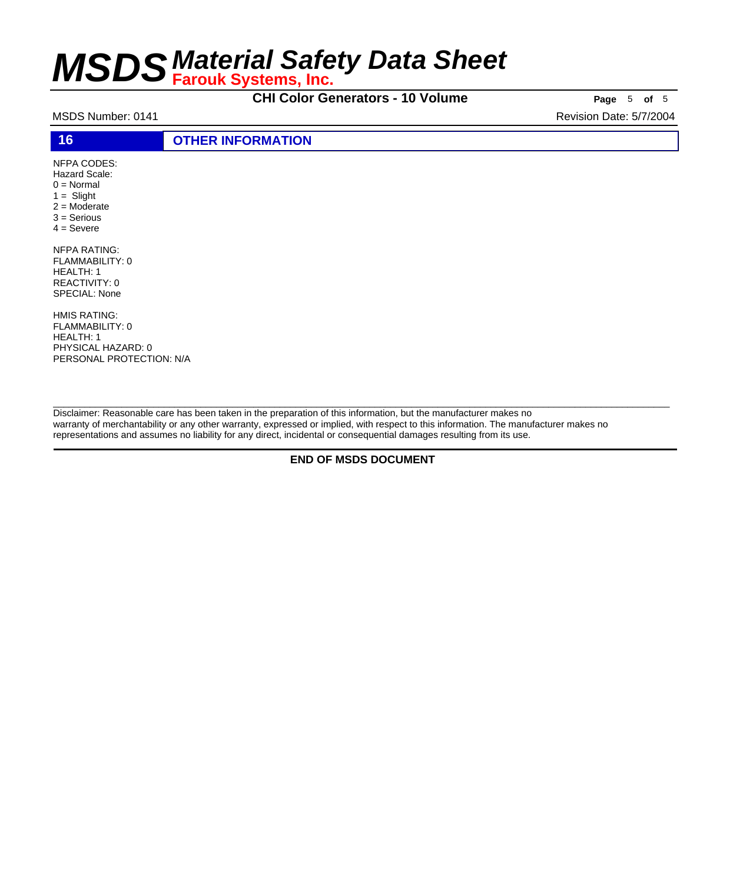## 16 OTHER INFORMATION

NFPA CODES:
Hazard Scale:
0 = Normal
1 = Slight
2 = Moderate
3 = Serious
4 = Severe

NFPA RATING:
FLAMMABILITY: 0
HEALTH: 1
REACTIVITY: 0
SPECIAL: None

HMIS RATING:
FLAMMABILITY: 0
HEALTH: 1
PHYSICAL HAZARD: 0
PERSONAL PROTECTION: N/A

---

Disclaimer: Reasonable care has been taken in the preparation of this information, but the manufacturer makes no warranty of merchantability or any other warranty, expressed or implied, with respect to this information. The manufacturer makes no representations and assumes no liability for any direct, incidental or consequential damages resulting from its use.

**END OF MSDS DOCUMENT**